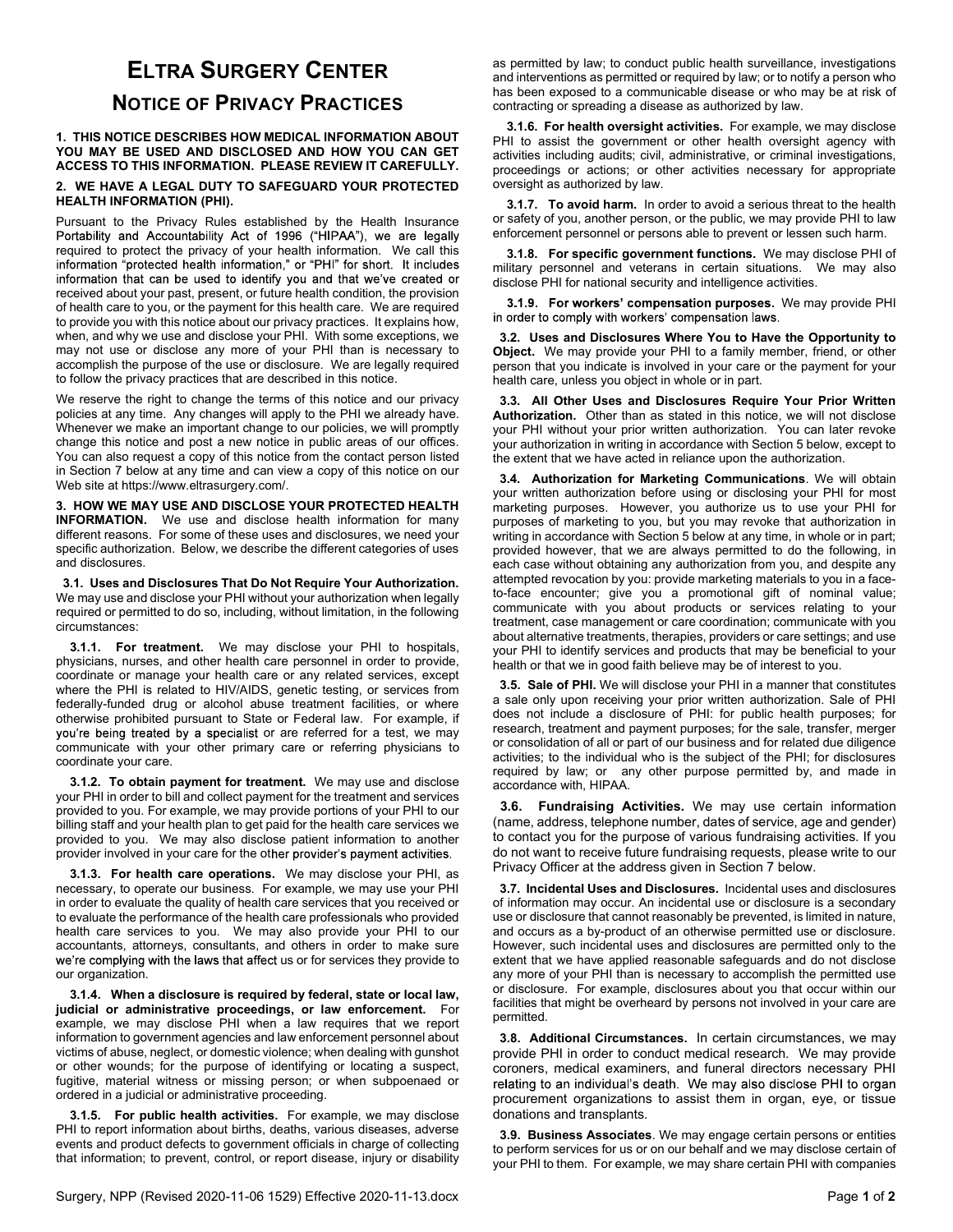# ELTRA SURGERY CENTER

## NOTICE OF PRIVACY PRACTICES

**1. THIS NOTICE DESCRIBES HOW MEDICAL INFORMATION ABOUT YOU MAY BE USED AND DISCLOSED AND HOW YOU CAN GET ACCESS TO THIS INFORMATION. PLEASE REVIEW IT CAREFULLY.**

**2. WE HAVE A LEGAL DUTY TO SAFEGUARD YOUR PROTECTED HEALTH INFORMATION (PHI).**

Pursuant to the Privacy Rules established by the Health Insurance Portability and Accountability Act of 1996 ("HIPAA"), we are legally required to protect the privacy of your health information. We call this information "protected health information," or "PHI" for short. It includes information that can be used to identify you and that we've created or received about your past, present, or future health condition, the provision of health care to you, or the payment for this health care. We are required to provide you with this notice about our privacy practices. It explains how, when, and why we use and disclose your PHI. With some exceptions, we may not use or disclose any more of your PHI than is necessary to accomplish the purpose of the use or disclosure. We are legally required to follow the privacy practices that are described in this notice.

We reserve the right to change the terms of this notice and our privacy policies at any time. Any changes will apply to the PHI we already have. Whenever we make an important change to our policies, we will promptly change this notice and post a new notice in public areas of our offices. You can also request a copy of this notice from the contact person listed in Section 7 below at any time and can view a copy of this notice on our Web site at https://www.eltrasurgery.com/.

**3. HOW WE MAY USE AND DISCLOSE YOUR PROTECTED HEALTH INFORMATION.** We use and disclose health information for many different reasons. For some of these uses and disclosures, we need your specific authorization. Below, we describe the different categories of uses and disclosures.

**3.1. Uses and Disclosures That Do Not Require Your Authorization.** We may use and disclose your PHI without your authorization when legally required or permitted to do so, including, without limitation, in the following circumstances:

**3.1.1. For treatment.** We may disclose your PHI to hospitals, physicians, nurses, and other health care personnel in order to provide, coordinate or manage your health care or any related services, except where the PHI is related to HIV/AIDS, genetic testing, or services from federally-funded drug or alcohol abuse treatment facilities, or where otherwise prohibited pursuant to State or Federal law. For example, if you're being treated by a specialist or are referred for a test, we may communicate with your other primary care or referring physicians to coordinate your care.

**3.1.2. To obtain payment for treatment.** We may use and disclose your PHI in order to bill and collect payment for the treatment and services provided to you. For example, we may provide portions of your PHI to our billing staff and your health plan to get paid for the health care services we provided to you. We may also disclose patient information to another provider involved in your care for the other provider's payment activities.

**3.1.3. For health care operations.** We may disclose your PHI, as necessary, to operate our business. For example, we may use your PHI in order to evaluate the quality of health care services that you received or to evaluate the performance of the health care professionals who provided health care services to you. We may also provide your PHI to our accountants, attorneys, consultants, and others in order to make sure we're complying with the laws that affect us or for services they provide to our organization.

**3.1.4. When a disclosure is required by federal, state or local law, judicial or administrative proceedings, or law enforcement.** For example, we may disclose PHI when a law requires that we report information to government agencies and law enforcement personnel about victims of abuse, neglect, or domestic violence; when dealing with gunshot or other wounds; for the purpose of identifying or locating a suspect, fugitive, material witness or missing person; or when subpoenaed or ordered in a judicial or administrative proceeding.

**3.1.5. For public health activities.** For example, we may disclose PHI to report information about births, deaths, various diseases, adverse events and product defects to government officials in charge of collecting that information; to prevent, control, or report disease, injury or disability as permitted by law; to conduct public health surveillance, investigations and interventions as permitted or required by law; or to notify a person who has been exposed to a communicable disease or who may be at risk of contracting or spreading a disease as authorized by law.

**3.1.6. For health oversight activities.** For example, we may disclose PHI to assist the government or other health oversight agency with activities including audits; civil, administrative, or criminal investigations, proceedings or actions; or other activities necessary for appropriate oversight as authorized by law.

**3.1.7. To avoid harm.** In order to avoid a serious threat to the health or safety of you, another person, or the public, we may provide PHI to law enforcement personnel or persons able to prevent or lessen such harm.

**3.1.8. For specific government functions.** We may disclose PHI of military personnel and veterans in certain situations. We may also disclose PHI for national security and intelligence activities.

**3.1.9. For workers' compensation purposes.** We may provide PHI in order to comply with workers' compensation laws.

**3.2. Uses and Disclosures Where You to Have the Opportunity to Object.** We may provide your PHI to a family member, friend, or other person that you indicate is involved in your care or the payment for your health care, unless you object in whole or in part.

**3.3. All Other Uses and Disclosures Require Your Prior Written Authorization.** Other than as stated in this notice, we will not disclose your PHI without your prior written authorization. You can later revoke your authorization in writing in accordance with Section 5 below, except to the extent that we have acted in reliance upon the authorization.

**3.4. Authorization for Marketing Communications**. We will obtain your written authorization before using or disclosing your PHI for most marketing purposes. However, you authorize us to use your PHI for purposes of marketing to you, but you may revoke that authorization in writing in accordance with Section 5 below at any time, in whole or in part; provided however, that we are always permitted to do the following, in each case without obtaining any authorization from you, and despite any attempted revocation by you: provide marketing materials to you in a face-to-face encounter; give you a promotional gift of nominal value; communicate with you about products or services relating to your treatment, case management or care coordination; communicate with you about alternative treatments, therapies, providers or care settings; and use your PHI to identify services and products that may be beneficial to your health or that we in good faith believe may be of interest to you.

**3.5. Sale of PHI.** We will disclose your PHI in a manner that constitutes a sale only upon receiving your prior written authorization. Sale of PHI does not include a disclosure of PHI: for public health purposes; for research, treatment and payment purposes; for the sale, transfer, merger or consolidation of all or part of our business and for related due diligence activities; to the individual who is the subject of the PHI; for disclosures required by law; or any other purpose permitted by, and made in accordance with, HIPAA.

**3.6. Fundraising Activities.** We may use certain information (name, address, telephone number, dates of service, age and gender) to contact you for the purpose of various fundraising activities. If you do not want to receive future fundraising requests, please write to our Privacy Officer at the address given in Section 7 below.

**3.7. Incidental Uses and Disclosures.** Incidental uses and disclosures of information may occur. An incidental use or disclosure is a secondary use or disclosure that cannot reasonably be prevented, is limited in nature, and occurs as a by-product of an otherwise permitted use or disclosure. However, such incidental uses and disclosures are permitted only to the extent that we have applied reasonable safeguards and do not disclose any more of your PHI than is necessary to accomplish the permitted use or disclosure. For example, disclosures about you that occur within our facilities that might be overheard by persons not involved in your care are permitted.

**3.8. Additional Circumstances.** In certain circumstances, we may provide PHI in order to conduct medical research. We may provide coroners, medical examiners, and funeral directors necessary PHI relating to an individual's death. We may also disclose PHI to organ procurement organizations to assist them in organ, eye, or tissue donations and transplants.

**3.9. Business Associates**. We may engage certain persons or entities to perform services for us or on our behalf and we may disclose certain of your PHI to them. For example, we may share certain PHI with companies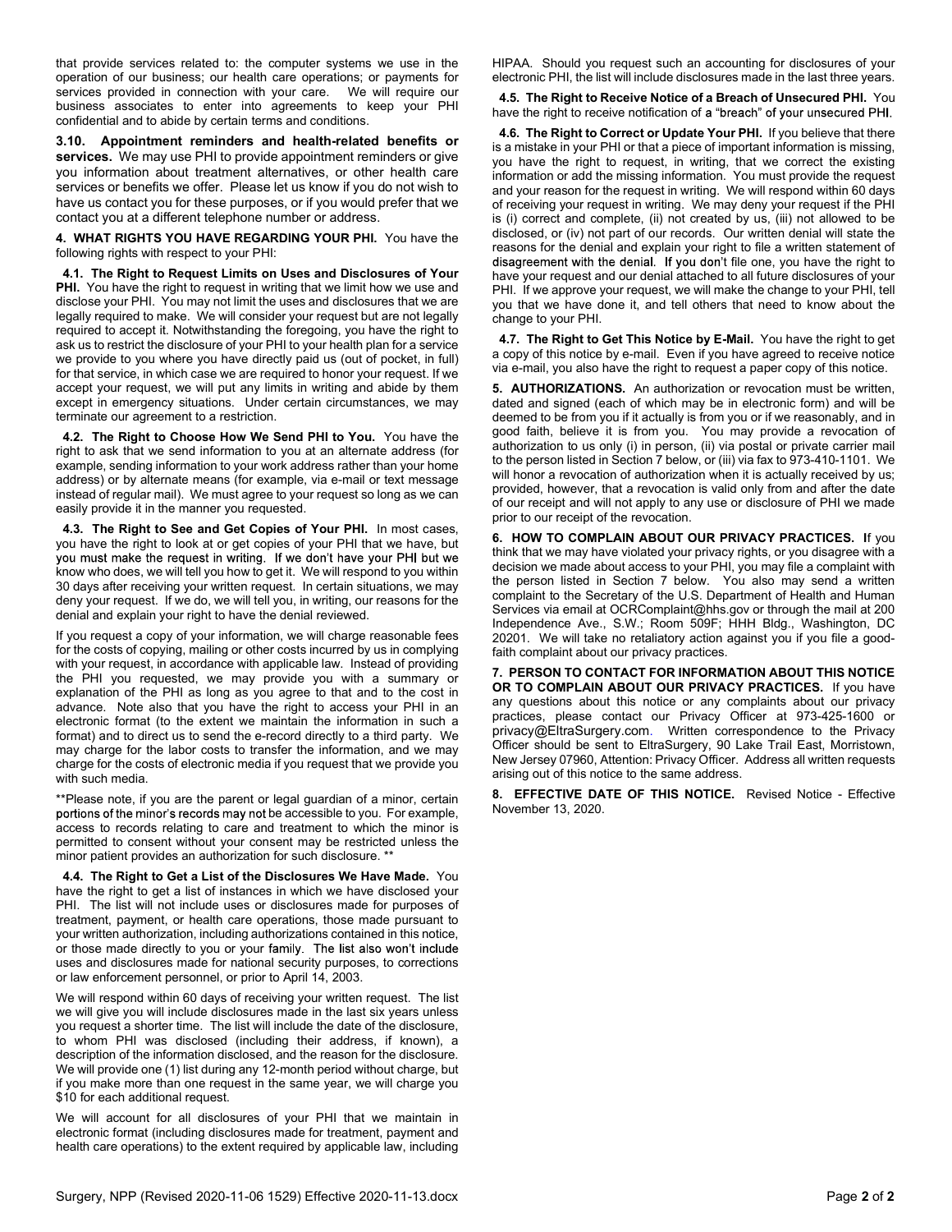that provide services related to: the computer systems we use in the operation of our business; our health care operations; or payments for services provided in connection with your care. We will require our business associates to enter into agreements to keep your PHI confidential and to abide by certain terms and conditions.

**3.10. Appointment reminders and health-related benefits or services.** We may use PHI to provide appointment reminders or give you information about treatment alternatives, or other health care services or benefits we offer. Please let us know if you do not wish to have us contact you for these purposes, or if you would prefer that we contact you at a different telephone number or address.

**4. WHAT RIGHTS YOU HAVE REGARDING YOUR PHI.** You have the following rights with respect to your PHI:

**4.1. The Right to Request Limits on Uses and Disclosures of Your PHI.** You have the right to request in writing that we limit how we use and disclose your PHI. You may not limit the uses and disclosures that we are legally required to make. We will consider your request but are not legally required to accept it. Notwithstanding the foregoing, you have the right to ask us to restrict the disclosure of your PHI to your health plan for a service we provide to you where you have directly paid us (out of pocket, in full) for that service, in which case we are required to honor your request. If we accept your request, we will put any limits in writing and abide by them except in emergency situations. Under certain circumstances, we may terminate our agreement to a restriction.

**4.2. The Right to Choose How We Send PHI to You.** You have the right to ask that we send information to you at an alternate address (for example, sending information to your work address rather than your home address) or by alternate means (for example, via e-mail or text message instead of regular mail). We must agree to your request so long as we can easily provide it in the manner you requested.

**4.3. The Right to See and Get Copies of Your PHI.** In most cases, you have the right to look at or get copies of your PHI that we have, but you must make the request in writing. If we don't have your PHI but we know who does, we will tell you how to get it. We will respond to you within 30 days after receiving your written request. In certain situations, we may deny your request. If we do, we will tell you, in writing, our reasons for the denial and explain your right to have the denial reviewed.

If you request a copy of your information, we will charge reasonable fees for the costs of copying, mailing or other costs incurred by us in complying with your request, in accordance with applicable law. Instead of providing the PHI you requested, we may provide you with a summary or explanation of the PHI as long as you agree to that and to the cost in advance. Note also that you have the right to access your PHI in an electronic format (to the extent we maintain the information in such a format) and to direct us to send the e-record directly to a third party. We may charge for the labor costs to transfer the information, and we may charge for the costs of electronic media if you request that we provide you with such media.

**Please note, if you are the parent or legal guardian of a minor, certain portions of the minor's records may not be accessible to you. For example, access to records relating to care and treatment to which the minor is permitted to consent without your consent may be restricted unless the minor patient provides an authorization for such disclosure. **

**4.4. The Right to Get a List of the Disclosures We Have Made.** You have the right to get a list of instances in which we have disclosed your PHI. The list will not include uses or disclosures made for purposes of treatment, payment, or health care operations, those made pursuant to your written authorization, including authorizations contained in this notice, or those made directly to you or your family. The list also won't include uses and disclosures made for national security purposes, to corrections or law enforcement personnel, or prior to April 14, 2003.

We will respond within 60 days of receiving your written request. The list we will give you will include disclosures made in the last six years unless you request a shorter time. The list will include the date of the disclosure, to whom PHI was disclosed (including their address, if known), a description of the information disclosed, and the reason for the disclosure. We will provide one (1) list during any 12-month period without charge, but if you make more than one request in the same year, we will charge you $10 for each additional request.

We will account for all disclosures of your PHI that we maintain in electronic format (including disclosures made for treatment, payment and health care operations) to the extent required by applicable law, including HIPAA. Should you request such an accounting for disclosures of your electronic PHI, the list will include disclosures made in the last three years.

**4.5. The Right to Receive Notice of a Breach of Unsecured PHI.** You have the right to receive notification of a "breach" of your unsecured PHI.

**4.6. The Right to Correct or Update Your PHI.** If you believe that there is a mistake in your PHI or that a piece of important information is missing, you have the right to request, in writing, that we correct the existing information or add the missing information. You must provide the request and your reason for the request in writing. We will respond within 60 days of receiving your request in writing. We may deny your request if the PHI is (i) correct and complete, (ii) not created by us, (iii) not allowed to be disclosed, or (iv) not part of our records. Our written denial will state the reasons for the denial and explain your right to file a written statement of disagreement with the denial. If you don't file one, you have the right to have your request and our denial attached to all future disclosures of your PHI. If we approve your request, we will make the change to your PHI, tell you that we have done it, and tell others that need to know about the change to your PHI.

**4.7. The Right to Get This Notice by E-Mail.** You have the right to get a copy of this notice by e-mail. Even if you have agreed to receive notice via e-mail, you also have the right to request a paper copy of this notice.

**5. AUTHORIZATIONS.** An authorization or revocation must be written, dated and signed (each of which may be in electronic form) and will be deemed to be from you if it actually is from you or if we reasonably, and in good faith, believe it is from you. You may provide a revocation of authorization to us only (i) in person, (ii) via postal or private carrier mail to the person listed in Section 7 below, or (iii) via fax to 973-410-1101. We will honor a revocation of authorization when it is actually received by us; provided, however, that a revocation is valid only from and after the date of our receipt and will not apply to any use or disclosure of PHI we made prior to our receipt of the revocation.

**6. HOW TO COMPLAIN ABOUT OUR PRIVACY PRACTICES.** If you think that we may have violated your privacy rights, or you disagree with a decision we made about access to your PHI, you may file a complaint with the person listed in Section 7 below. You also may send a written complaint to the Secretary of the U.S. Department of Health and Human Services via email at OCRComplaint@hhs.gov or through the mail at 200 Independence Ave., S.W.; Room 509F; HHH Bldg., Washington, DC 20201. We will take no retaliatory action against you if you file a good-faith complaint about our privacy practices.

**7. PERSON TO CONTACT FOR INFORMATION ABOUT THIS NOTICE OR TO COMPLAIN ABOUT OUR PRIVACY PRACTICES.** If you have any questions about this notice or any complaints about our privacy practices, please contact our Privacy Officer at 973-425-1600 or privacy@EltraSurgery.com. Written correspondence to the Privacy Officer should be sent to EltraSurgery, 90 Lake Trail East, Morristown, New Jersey 07960, Attention: Privacy Officer. Address all written requests arising out of this notice to the same address.

**8. EFFECTIVE DATE OF THIS NOTICE.** Revised Notice - Effective November 13, 2020.